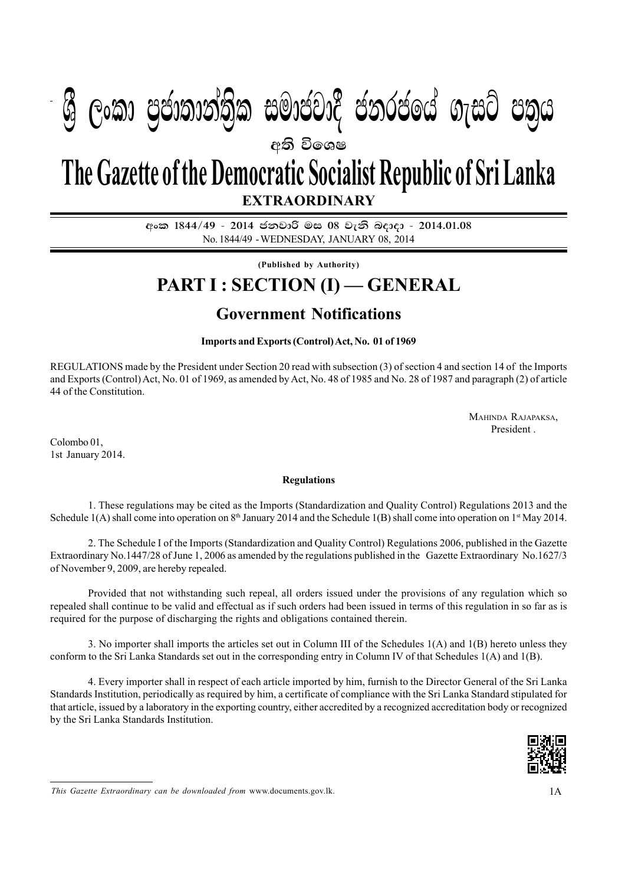# ශ්‍රී ලංකා ප්‍රජාතාන්ත්‍රික සමාජවාදී ජනරජයේ ගැසට් පත්‍රය

**අති විශෙෂ**

# The Gazette of the Democratic Socialist Republic of Sri Lanka

**EXTRAORDINARY**

අංක 1844/49 - 2014 ජනවාරි මස 08 වැනි බදාදා - 2014.01.08

No. 1844/49 - WEDNESDAY, JANUARY 08, 2014

**(Published by Authority)**

## PART I : SECTION (I) — GENERAL

### Government Notifications

**Imports and Exports (Control) Act, No. 01 of 1969**

REGULATIONS made by the President under Section 20 read with subsection (3) of section 4 and section 14 of the Imports and Exports (Control) Act, No. 01 of 1969, as amended by Act, No. 48 of 1985 and No. 28 of 1987 and paragraph (2) of article 44 of the Constitution.

MAHINDA RAJAPAKSA,
President .

Colombo 01,
1st January 2014.

**Regulations**

1. These regulations may be cited as the Imports (Standardization and Quality Control) Regulations 2013 and the Schedule 1(A) shall come into operation on 8th January 2014 and the Schedule 1(B) shall come into operation on 1st May 2014.

2. The Schedule I of the Imports (Standardization and Quality Control) Regulations 2006, published in the Gazette Extraordinary No.1447/28 of June 1, 2006 as amended by the regulations published in the Gazette Extraordinary No.1627/3 of November 9, 2009, are hereby repealed.

Provided that not withstanding such repeal, all orders issued under the provisions of any regulation which so repealed shall continue to be valid and effectual as if such orders had been issued in terms of this regulation in so far as is required for the purpose of discharging the rights and obligations contained therein.

3. No importer shall imports the articles set out in Column III of the Schedules 1(A) and 1(B) hereto unless they conform to the Sri Lanka Standards set out in the corresponding entry in Column IV of that Schedules 1(A) and 1(B).

4. Every importer shall in respect of each article imported by him, furnish to the Director General of the Sri Lanka Standards Institution, periodically as required by him, a certificate of compliance with the Sri Lanka Standard stipulated for that article, issued by a laboratory in the exporting country, either accredited by a recognized accreditation body or recognized by the Sri Lanka Standards Institution.

*This Gazette Extraordinary can be downloaded from* www.documents.gov.lk.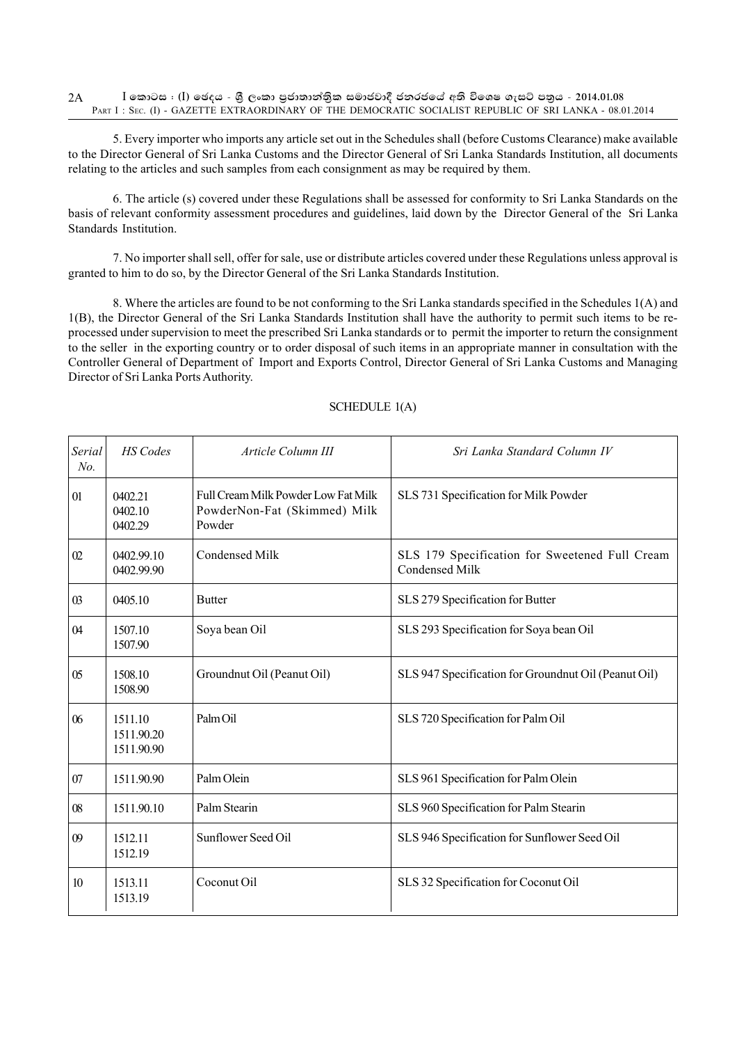5. Every importer who imports any article set out in the Schedules shall (before Customs Clearance) make available to the Director General of Sri Lanka Customs and the Director General of Sri Lanka Standards Institution, all documents relating to the articles and such samples from each consignment as may be required by them.

6. The article (s) covered under these Regulations shall be assessed for conformity to Sri Lanka Standards on the basis of relevant conformity assessment procedures and guidelines, laid down by the Director General of the Sri Lanka Standards Institution.

7. No importer shall sell, offer for sale, use or distribute articles covered under these Regulations unless approval is granted to him to do so, by the Director General of the Sri Lanka Standards Institution.

8. Where the articles are found to be not conforming to the Sri Lanka standards specified in the Schedules 1(A) and 1(B), the Director General of the Sri Lanka Standards Institution shall have the authority to permit such items to be re-processed under supervision to meet the prescribed Sri Lanka standards or to permit the importer to return the consignment to the seller in the exporting country or to order disposal of such items in an appropriate manner in consultation with the Controller General of Department of Import and Exports Control, Director General of Sri Lanka Customs and Managing Director of Sri Lanka Ports Authority.

SCHEDULE 1(A)

| *Serial No.* | *HS Codes* | *Article Column III* | *Sri Lanka Standard Column IV* |
|---|---|---|---|
| 01 | 0402.21<br>0402.10<br>0402.29 | Full Cream Milk Powder Low Fat Milk PowderNon-Fat (Skimmed) Milk Powder | SLS 731 Specification for Milk Powder |
| 02 | 0402.99.10<br>0402.99.90 | Condensed Milk | SLS 179 Specification for Sweetened Full Cream Condensed Milk |
| 03 | 0405.10 | Butter | SLS 279 Specification for Butter |
| 04 | 1507.10<br>1507.90 | Soya bean Oil | SLS 293 Specification for Soya bean Oil |
| 05 | 1508.10<br>1508.90 | Groundnut Oil (Peanut Oil) | SLS 947 Specification for Groundnut Oil (Peanut Oil) |
| 06 | 1511.10<br>1511.90.20<br>1511.90.90 | Palm Oil | SLS 720 Specification for Palm Oil |
| 07 | 1511.90.90 | Palm Olein | SLS 961 Specification for Palm Olein |
| 08 | 1511.90.10 | Palm Stearin | SLS 960 Specification for Palm Stearin |
| 09 | 1512.11<br>1512.19 | Sunflower Seed Oil | SLS 946 Specification for Sunflower Seed Oil |
| 10 | 1513.11<br>1513.19 | Coconut Oil | SLS 32 Specification for Coconut Oil |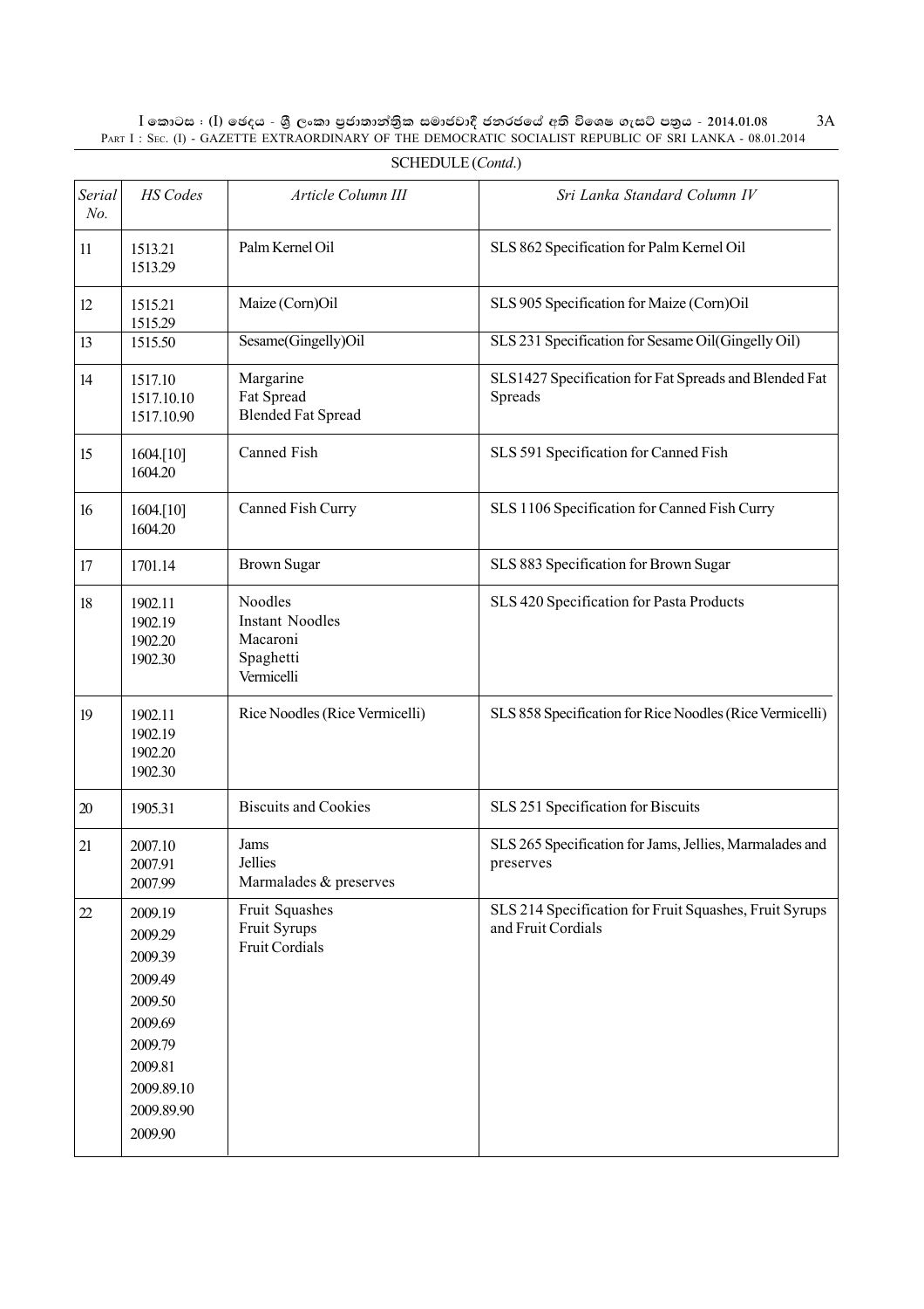SCHEDULE (*Contd.*)

| *Serial No.* | *HS Codes* | *Article Column III* | *Sri Lanka Standard Column IV* |
|---|---|---|---|
| 11 | 1513.21<br>1513.29 | Palm Kernel Oil | SLS 862 Specification for Palm Kernel Oil |
| 12 | 1515.21<br>1515.29 | Maize (Corn)Oil | SLS 905 Specification for Maize (Corn)Oil |
| 13 | 1515.50 | Sesame(Gingelly)Oil | SLS 231 Specification for Sesame Oil(Gingelly Oil) |
| 14 | 1517.10<br>1517.10.10<br>1517.10.90 | Margarine<br>Fat Spread<br>Blended Fat Spread | SLS1427 Specification for Fat Spreads and Blended Fat Spreads |
| 15 | 1604.[10]<br>1604.20 | Canned Fish | SLS 591 Specification for Canned Fish |
| 16 | 1604.[10]<br>1604.20 | Canned Fish Curry | SLS 1106 Specification for Canned Fish Curry |
| 17 | 1701.14 | Brown Sugar | SLS 883 Specification for Brown Sugar |
| 18 | 1902.11<br>1902.19<br>1902.20<br>1902.30 | Noodles<br>Instant Noodles<br>Macaroni<br>Spaghetti<br>Vermicelli | SLS 420 Specification for Pasta Products |
| 19 | 1902.11<br>1902.19<br>1902.20<br>1902.30 | Rice Noodles (Rice Vermicelli) | SLS 858 Specification for Rice Noodles (Rice Vermicelli) |
| 20 | 1905.31 | Biscuits and Cookies | SLS 251 Specification for Biscuits |
| 21 | 2007.10<br>2007.91<br>2007.99 | Jams<br>Jellies<br>Marmalades & preserves | SLS 265 Specification for Jams, Jellies, Marmalades and preserves |
| 22 | 2009.19<br>2009.29<br>2009.39<br>2009.49<br>2009.50<br>2009.69<br>2009.79<br>2009.81<br>2009.89.10<br>2009.89.90<br>2009.90 | Fruit Squashes<br>Fruit Syrups<br>Fruit Cordials | SLS 214 Specification for Fruit Squashes, Fruit Syrups and Fruit Cordials |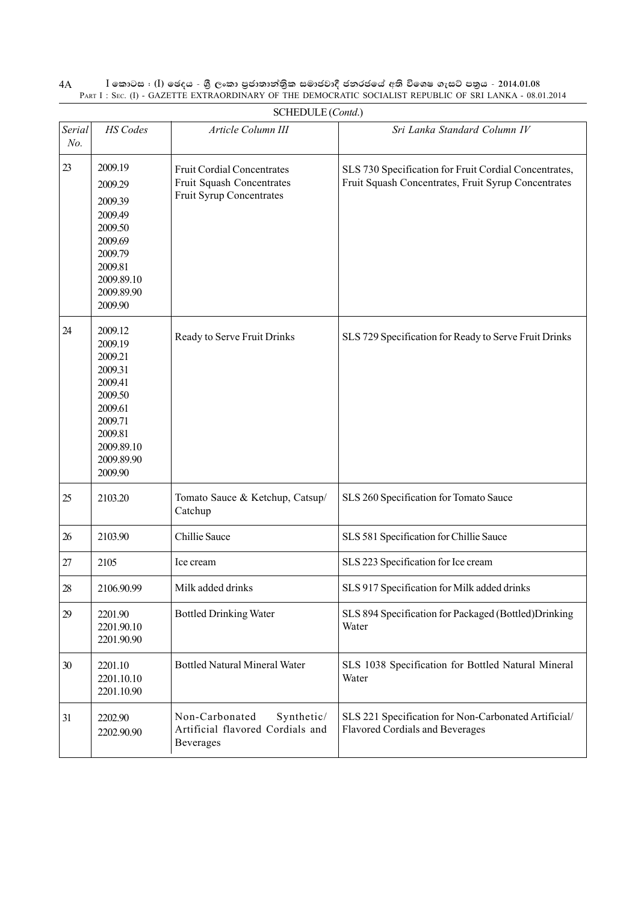SCHEDULE (*Contd.*)

| *Serial No.* | *HS Codes* | *Article Column III* | *Sri Lanka Standard Column IV* |
|---|---|---|---|
| 23 | 2009.19<br>2009.29<br>2009.39<br>2009.49<br>2009.50<br>2009.69<br>2009.79<br>2009.81<br>2009.89.10<br>2009.89.90<br>2009.90 | Fruit Cordial Concentrates<br>Fruit Squash Concentrates<br>Fruit Syrup Concentrates | SLS 730 Specification for Fruit Cordial Concentrates, Fruit Squash Concentrates, Fruit Syrup Concentrates |
| 24 | 2009.12<br>2009.19<br>2009.21<br>2009.31<br>2009.41<br>2009.50<br>2009.61<br>2009.71<br>2009.81<br>2009.89.10<br>2009.89.90<br>2009.90 | Ready to Serve Fruit Drinks | SLS 729 Specification for Ready to Serve Fruit Drinks |
| 25 | 2103.20 | Tomato Sauce & Ketchup, Catsup/ Catchup | SLS 260 Specification for Tomato Sauce |
| 26 | 2103.90 | Chillie Sauce | SLS 581 Specification for Chillie Sauce |
| 27 | 2105 | Ice cream | SLS 223 Specification for Ice cream |
| 28 | 2106.90.99 | Milk added drinks | SLS 917 Specification for Milk added drinks |
| 29 | 2201.90<br>2201.90.10<br>2201.90.90 | Bottled Drinking Water | SLS 894 Specification for Packaged (Bottled)Drinking Water |
| 30 | 2201.10<br>2201.10.10<br>2201.10.90 | Bottled Natural Mineral Water | SLS 1038 Specification for Bottled Natural Mineral Water |
| 31 | 2202.90<br>2202.90.90 | Non-Carbonated Synthetic/ Artificial flavored Cordials and Beverages | SLS 221 Specification for Non-Carbonated Artificial/ Flavored Cordials and Beverages |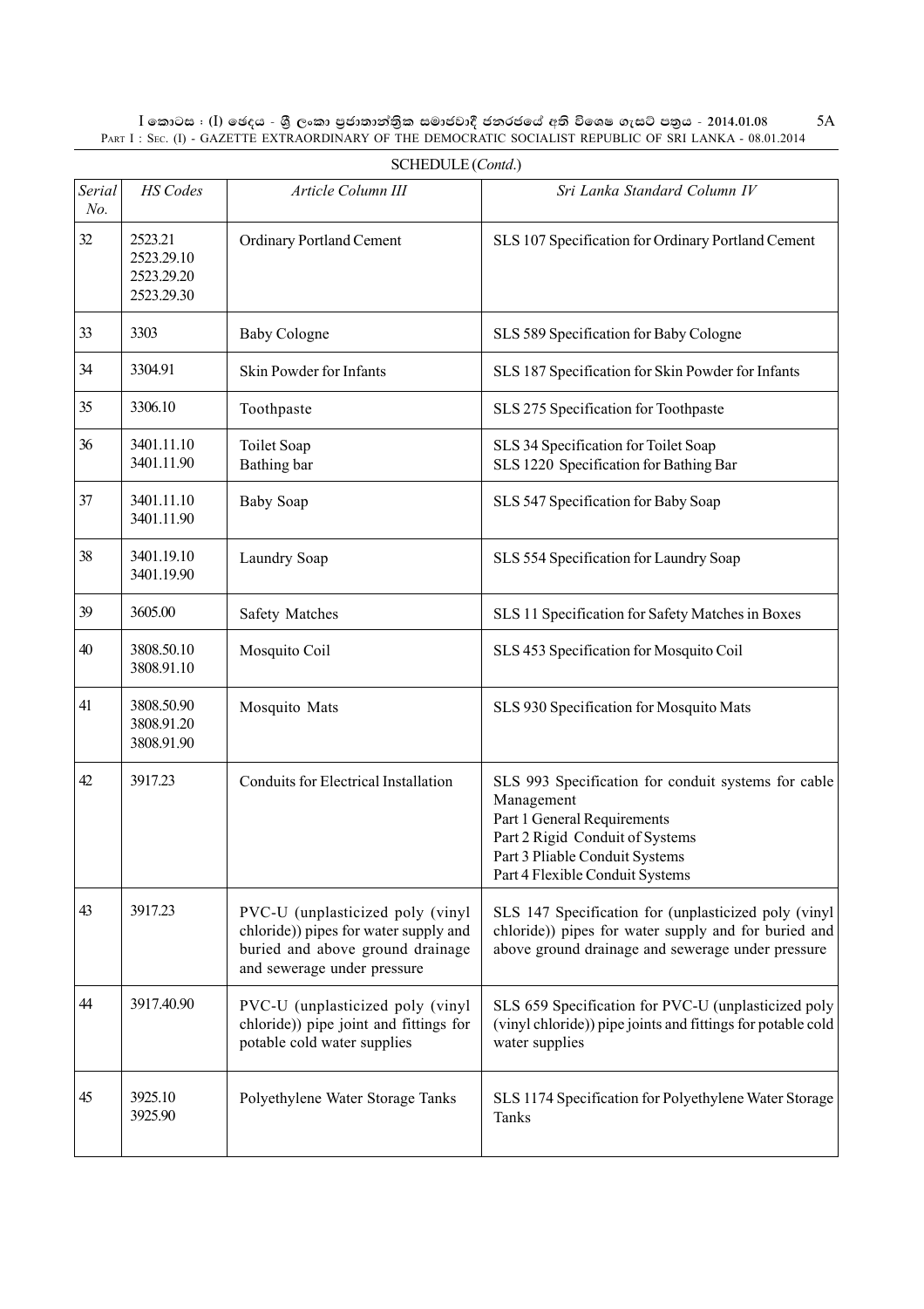SCHEDULE (*Contd.*)

| *Serial No.* | *HS Codes* | *Article Column III* | *Sri Lanka Standard Column IV* |
|---|---|---|---|
| 32 | 2523.21<br>2523.29.10<br>2523.29.20<br>2523.29.30 | Ordinary Portland Cement | SLS 107 Specification for Ordinary Portland Cement |
| 33 | 3303 | Baby Cologne | SLS 589 Specification for Baby Cologne |
| 34 | 3304.91 | Skin Powder for Infants | SLS 187 Specification for Skin Powder for Infants |
| 35 | 3306.10 | Toothpaste | SLS 275 Specification for Toothpaste |
| 36 | 3401.11.10<br>3401.11.90 | Toilet Soap<br>Bathing bar | SLS 34 Specification for Toilet Soap<br>SLS 1220 Specification for Bathing Bar |
| 37 | 3401.11.10<br>3401.11.90 | Baby Soap | SLS 547 Specification for Baby Soap |
| 38 | 3401.19.10<br>3401.19.90 | Laundry Soap | SLS 554 Specification for Laundry Soap |
| 39 | 3605.00 | Safety Matches | SLS 11 Specification for Safety Matches in Boxes |
| 40 | 3808.50.10<br>3808.91.10 | Mosquito Coil | SLS 453 Specification for Mosquito Coil |
| 41 | 3808.50.90<br>3808.91.20<br>3808.91.90 | Mosquito Mats | SLS 930 Specification for Mosquito Mats |
| 42 | 3917.23 | Conduits for Electrical Installation | SLS 993 Specification for conduit systems for cable Management<br>Part 1 General Requirements<br>Part 2 Rigid Conduit of Systems<br>Part 3 Pliable Conduit Systems<br>Part 4 Flexible Conduit Systems |
| 43 | 3917.23 | PVC-U (unplasticized poly (vinyl chloride)) pipes for water supply and buried and above ground drainage and sewerage under pressure | SLS 147 Specification for (unplasticized poly (vinyl chloride)) pipes for water supply and for buried and above ground drainage and sewerage under pressure |
| 44 | 3917.40.90 | PVC-U (unplasticized poly (vinyl chloride)) pipe joint and fittings for potable cold water supplies | SLS 659 Specification for PVC-U (unplasticized poly (vinyl chloride)) pipe joints and fittings for potable cold water supplies |
| 45 | 3925.10<br>3925.90 | Polyethylene Water Storage Tanks | SLS 1174 Specification for Polyethylene Water Storage Tanks |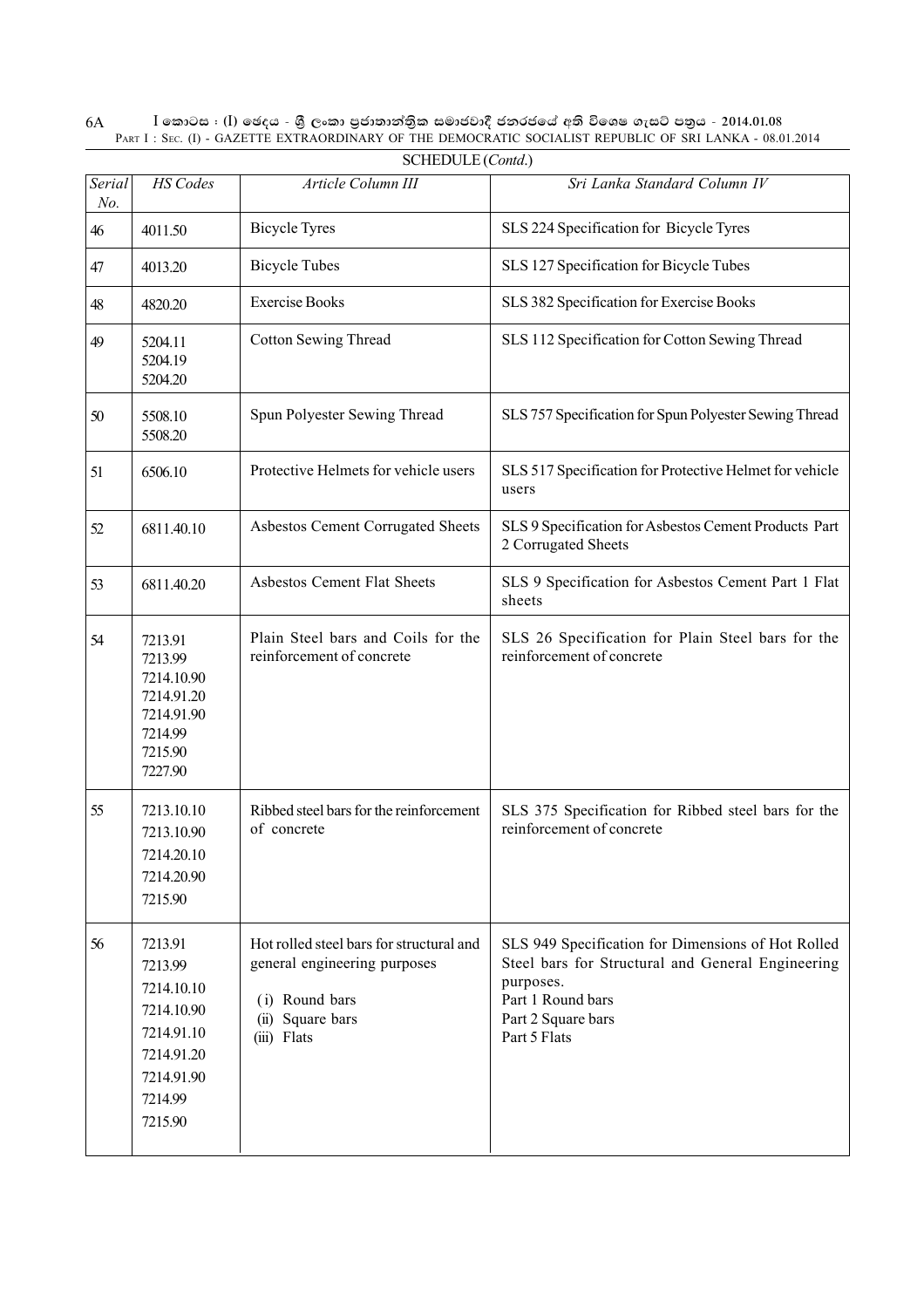SCHEDULE (*Contd.*)

| *Serial No.* | *HS Codes* | *Article Column III* | *Sri Lanka Standard Column IV* |
|---|---|---|---|
| 46 | 4011.50 | Bicycle Tyres | SLS 224 Specification for Bicycle Tyres |
| 47 | 4013.20 | Bicycle Tubes | SLS 127 Specification for Bicycle Tubes |
| 48 | 4820.20 | Exercise Books | SLS 382 Specification for Exercise Books |
| 49 | 5204.11<br>5204.19<br>5204.20 | Cotton Sewing Thread | SLS 112 Specification for Cotton Sewing Thread |
| 50 | 5508.10<br>5508.20 | Spun Polyester Sewing Thread | SLS 757 Specification for Spun Polyester Sewing Thread |
| 51 | 6506.10 | Protective Helmets for vehicle users | SLS 517 Specification for Protective Helmet for vehicle users |
| 52 | 6811.40.10 | Asbestos Cement Corrugated Sheets | SLS 9 Specification for Asbestos Cement Products Part 2 Corrugated Sheets |
| 53 | 6811.40.20 | Asbestos Cement Flat Sheets | SLS 9 Specification for Asbestos Cement Part 1 Flat sheets |
| 54 | 7213.91<br>7213.99<br>7214.10.90<br>7214.91.20<br>7214.91.90<br>7214.99<br>7215.90<br>7227.90 | Plain Steel bars and Coils for the reinforcement of concrete | SLS 26 Specification for Plain Steel bars for the reinforcement of concrete |
| 55 | 7213.10.10<br>7213.10.90<br>7214.20.10<br>7214.20.90<br>7215.90 | Ribbed steel bars for the reinforcement of concrete | SLS 375 Specification for Ribbed steel bars for the reinforcement of concrete |
| 56 | 7213.91<br>7213.99<br>7214.10.10<br>7214.10.90<br>7214.91.10<br>7214.91.20<br>7214.91.90<br>7214.99<br>7215.90 | Hot rolled steel bars for structural and general engineering purposes<br>(i) Round bars<br>(ii) Square bars<br>(iii) Flats | SLS 949 Specification for Dimensions of Hot Rolled Steel bars for Structural and General Engineering purposes.<br>Part 1 Round bars<br>Part 2 Square bars<br>Part 5 Flats |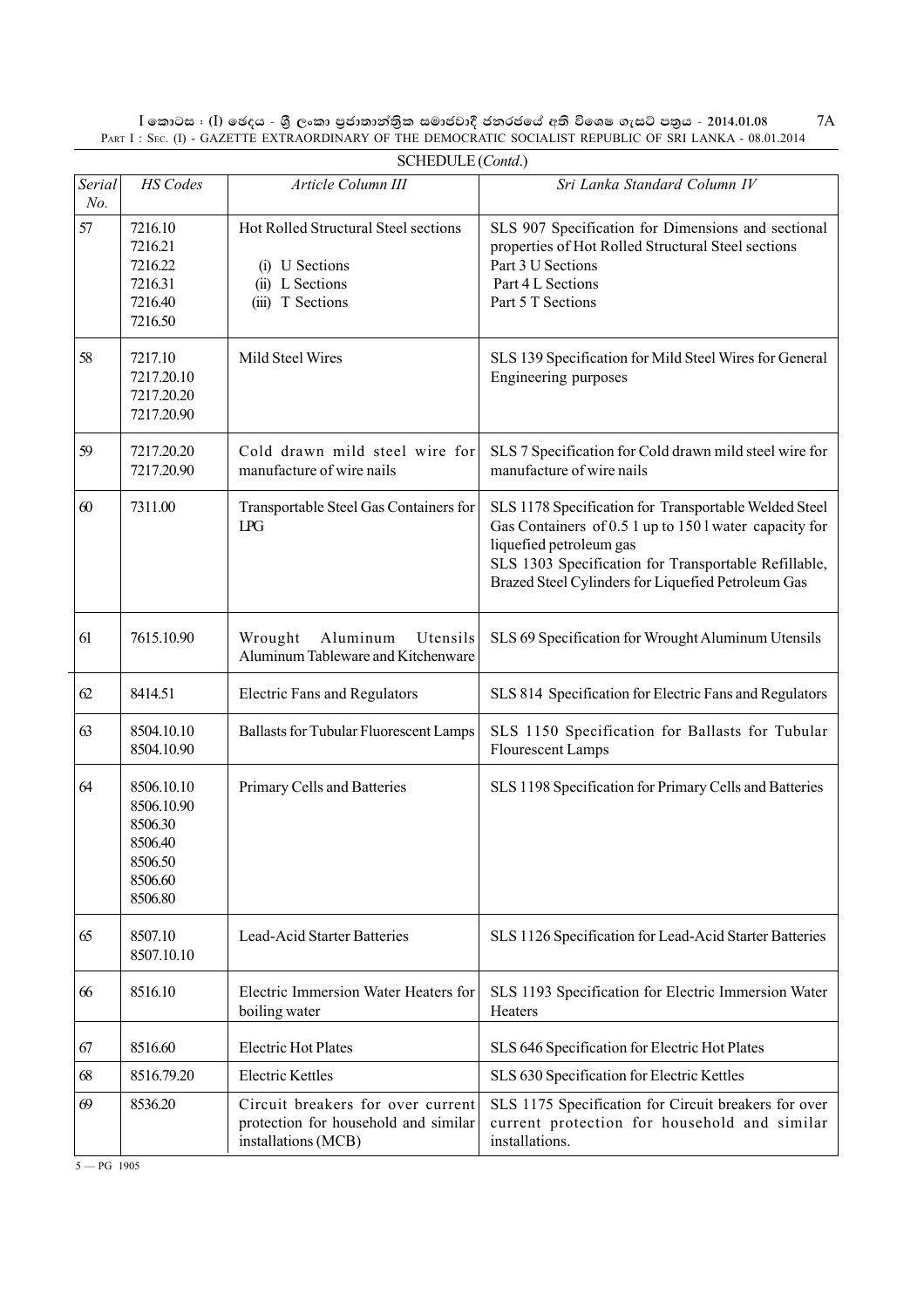SCHEDULE (*Contd.*)

| *Serial No.* | *HS Codes* | *Article Column III* | *Sri Lanka Standard Column IV* |
|---|---|---|---|
| 57 | 7216.10<br>7216.21<br>7216.22<br>7216.31<br>7216.40<br>7216.50 | Hot Rolled Structural Steel sections<br>(i) U Sections<br>(ii) L Sections<br>(iii) T Sections | SLS 907 Specification for Dimensions and sectional properties of Hot Rolled Structural Steel sections<br>Part 3 U Sections<br>Part 4 L Sections<br>Part 5 T Sections |
| 58 | 7217.10<br>7217.20.10<br>7217.20.20<br>7217.20.90 | Mild Steel Wires | SLS 139 Specification for Mild Steel Wires for General Engineering purposes |
| 59 | 7217.20.20<br>7217.20.90 | Cold drawn mild steel wire for manufacture of wire nails | SLS 7 Specification for Cold drawn mild steel wire for manufacture of wire nails |
| 60 | 7311.00 | Transportable Steel Gas Containers for LPG | SLS 1178 Specification for Transportable Welded Steel Gas Containers of 0.5 1 up to 150 l water capacity for liquefied petroleum gas<br>SLS 1303 Specification for Transportable Refillable, Brazed Steel Cylinders for Liquefied Petroleum Gas |
| 61 | 7615.10.90 | Wrought Aluminum Utensils Aluminum Tableware and Kitchenware | SLS 69 Specification for Wrought Aluminum Utensils |
| 62 | 8414.51 | Electric Fans and Regulators | SLS 814 Specification for Electric Fans and Regulators |
| 63 | 8504.10.10<br>8504.10.90 | Ballasts for Tubular Fluorescent Lamps | SLS 1150 Specification for Ballasts for Tubular Flourescent Lamps |
| 64 | 8506.10.10<br>8506.10.90<br>8506.30<br>8506.40<br>8506.50<br>8506.60<br>8506.80 | Primary Cells and Batteries | SLS 1198 Specification for Primary Cells and Batteries |
| 65 | 8507.10<br>8507.10.10 | Lead-Acid Starter Batteries | SLS 1126 Specification for Lead-Acid Starter Batteries |
| 66 | 8516.10 | Electric Immersion Water Heaters for boiling water | SLS 1193 Specification for Electric Immersion Water Heaters |
| 67 | 8516.60 | Electric Hot Plates | SLS 646 Specification for Electric Hot Plates |
| 68 | 8516.79.20 | Electric Kettles | SLS 630 Specification for Electric Kettles |
| 69 | 8536.20 | Circuit breakers for over current protection for household and similar installations (MCB) | SLS 1175 Specification for Circuit breakers for over current protection for household and similar installations. |

5 — PG 1905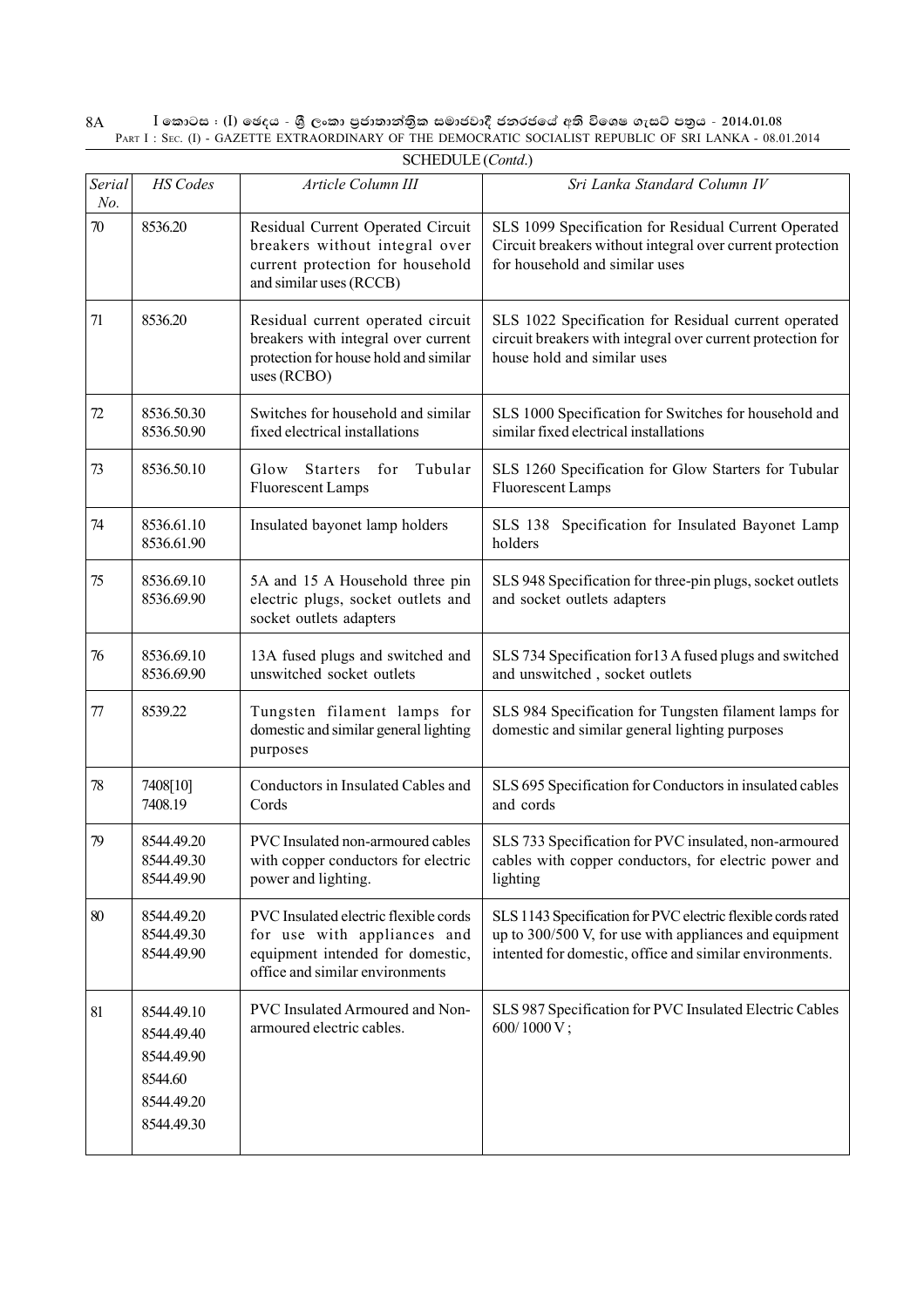SCHEDULE (*Contd.*)

| *Serial No.* | *HS Codes* | *Article Column III* | *Sri Lanka Standard Column IV* |
|---|---|---|---|
| 70 | 8536.20 | Residual Current Operated Circuit breakers without integral over current protection for household and similar uses (RCCB) | SLS 1099 Specification for Residual Current Operated Circuit breakers without integral over current protection for household and similar uses |
| 71 | 8536.20 | Residual current operated circuit breakers with integral over current protection for house hold and similar uses (RCBO) | SLS 1022 Specification for Residual current operated circuit breakers with integral over current protection for house hold and similar uses |
| 72 | 8536.50.30<br>8536.50.90 | Switches for household and similar fixed electrical installations | SLS 1000 Specification for Switches for household and similar fixed electrical installations |
| 73 | 8536.50.10 | Glow Starters for Tubular Fluorescent Lamps | SLS 1260 Specification for Glow Starters for Tubular Fluorescent Lamps |
| 74 | 8536.61.10<br>8536.61.90 | Insulated bayonet lamp holders | SLS 138 Specification for Insulated Bayonet Lamp holders |
| 75 | 8536.69.10<br>8536.69.90 | 5A and 15 A Household three pin electric plugs, socket outlets and socket outlets adapters | SLS 948 Specification for three-pin plugs, socket outlets and socket outlets adapters |
| 76 | 8536.69.10<br>8536.69.90 | 13A fused plugs and switched and unswitched socket outlets | SLS 734 Specification for13 A fused plugs and switched and unswitched , socket outlets |
| 77 | 8539.22 | Tungsten filament lamps for domestic and similar general lighting purposes | SLS 984 Specification for Tungsten filament lamps for domestic and similar general lighting purposes |
| 78 | 7408[10]<br>7408.19 | Conductors in Insulated Cables and Cords | SLS 695 Specification for Conductors in insulated cables and cords |
| 79 | 8544.49.20<br>8544.49.30<br>8544.49.90 | PVC Insulated non-armoured cables with copper conductors for electric power and lighting. | SLS 733 Specification for PVC insulated, non-armoured cables with copper conductors, for electric power and lighting |
| 80 | 8544.49.20<br>8544.49.30<br>8544.49.90 | PVC Insulated electric flexible cords for use with appliances and equipment intended for domestic, office and similar environments | SLS 1143 Specification for PVC electric flexible cords rated up to 300/500 V, for use with appliances and equipment intended for domestic, office and similar environments. |
| 81 | 8544.49.10<br>8544.49.40<br>8544.49.90<br>8544.60<br>8544.49.20<br>8544.49.30 | PVC Insulated Armoured and Non-armoured electric cables. | SLS 987 Specification for PVC Insulated Electric Cables 600/ 1000 V ; |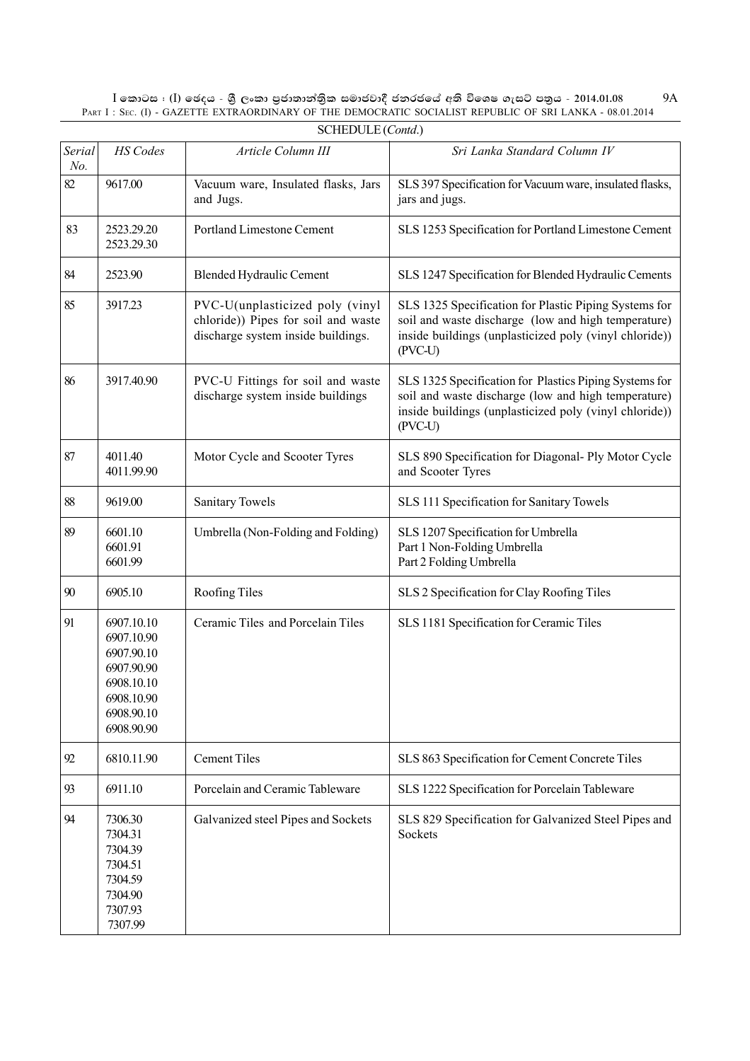SCHEDULE (*Contd.*)

| *Serial No.* | *HS Codes* | *Article Column III* | *Sri Lanka Standard Column IV* |
|---|---|---|---|
| 82 | 9617.00 | Vacuum ware, Insulated flasks, Jars and Jugs. | SLS 397 Specification for Vacuum ware, insulated flasks, jars and jugs. |
| 83 | 2523.29.20<br>2523.29.30 | Portland Limestone Cement | SLS 1253 Specification for Portland Limestone Cement |
| 84 | 2523.90 | Blended Hydraulic Cement | SLS 1247 Specification for Blended Hydraulic Cements |
| 85 | 3917.23 | PVC-U(unplasticized poly (vinyl chloride)) Pipes for soil and waste discharge system inside buildings. | SLS 1325 Specification for Plastic Piping Systems for soil and waste discharge (low and high temperature) inside buildings (unplasticized poly (vinyl chloride)) (PVC-U) |
| 86 | 3917.40.90 | PVC-U Fittings for soil and waste discharge system inside buildings | SLS 1325 Specification for Plastics Piping Systems for soil and waste discharge (low and high temperature) inside buildings (unplasticized poly (vinyl chloride)) (PVC-U) |
| 87 | 4011.40<br>4011.99.90 | Motor Cycle and Scooter Tyres | SLS 890 Specification for Diagonal- Ply Motor Cycle and Scooter Tyres |
| 88 | 9619.00 | Sanitary Towels | SLS 111 Specification for Sanitary Towels |
| 89 | 6601.10<br>6601.91<br>6601.99 | Umbrella (Non-Folding and Folding) | SLS 1207 Specification for Umbrella<br>Part 1 Non-Folding Umbrella<br>Part 2 Folding Umbrella |
| 90 | 6905.10 | Roofing Tiles | SLS 2 Specification for Clay Roofing Tiles |
| 91 | 6907.10.10<br>6907.10.90<br>6907.90.10<br>6907.90.90<br>6908.10.10<br>6908.10.90<br>6908.90.10<br>6908.90.90 | Ceramic Tiles and Porcelain Tiles | SLS 1181 Specification for Ceramic Tiles |
| 92 | 6810.11.90 | Cement Tiles | SLS 863 Specification for Cement Concrete Tiles |
| 93 | 6911.10 | Porcelain and Ceramic Tableware | SLS 1222 Specification for Porcelain Tableware |
| 94 | 7306.30<br>7304.31<br>7304.39<br>7304.51<br>7304.59<br>7304.90<br>7307.93<br>7307.99 | Galvanized steel Pipes and Sockets | SLS 829 Specification for Galvanized Steel Pipes and Sockets |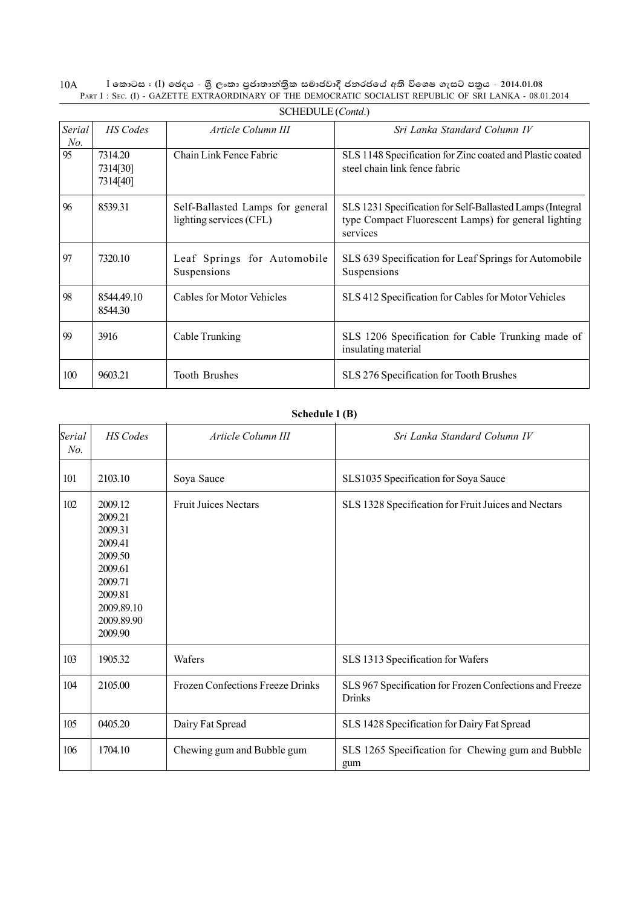SCHEDULE (*Contd.*)

| *Serial No.* | *HS Codes* | *Article Column III* | *Sri Lanka Standard Column IV* |
|---|---|---|---|
| 95 | 7314.20<br>7314[30]<br>7314[40] | Chain Link Fence Fabric | SLS 1148 Specification for Zinc coated and Plastic coated steel chain link fence fabric |
| 96 | 8539.31 | Self-Ballasted Lamps for general lighting services (CFL) | SLS 1231 Specification for Self-Ballasted Lamps (Integral type Compact Fluorescent Lamps) for general lighting services |
| 97 | 7320.10 | Leaf Springs for Automobile Suspensions | SLS 639 Specification for Leaf Springs for Automobile Suspensions |
| 98 | 8544.49.10<br>8544.30 | Cables for Motor Vehicles | SLS 412 Specification for Cables for Motor Vehicles |
| 99 | 3916 | Cable Trunking | SLS 1206 Specification for Cable Trunking made of insulating material |
| 100 | 9603.21 | Tooth Brushes | SLS 276 Specification for Tooth Brushes |

**Schedule 1 (B)**

| *Serial No.* | *HS Codes* | *Article Column III* | *Sri Lanka Standard Column IV* |
|---|---|---|---|
| 101 | 2103.10 | Soya Sauce | SLS1035 Specification for Soya Sauce |
| 102 | 2009.12<br>2009.21<br>2009.31<br>2009.41<br>2009.50<br>2009.61<br>2009.71<br>2009.81<br>2009.89.10<br>2009.89.90<br>2009.90 | Fruit Juices Nectars | SLS 1328 Specification for Fruit Juices and Nectars |
| 103 | 1905.32 | Wafers | SLS 1313 Specification for Wafers |
| 104 | 2105.00 | Frozen Confections Freeze Drinks | SLS 967 Specification for Frozen Confections and Freeze Drinks |
| 105 | 0405.20 | Dairy Fat Spread | SLS 1428 Specification for Dairy Fat Spread |
| 106 | 1704.10 | Chewing gum and Bubble gum | SLS 1265 Specification for Chewing gum and Bubble gum |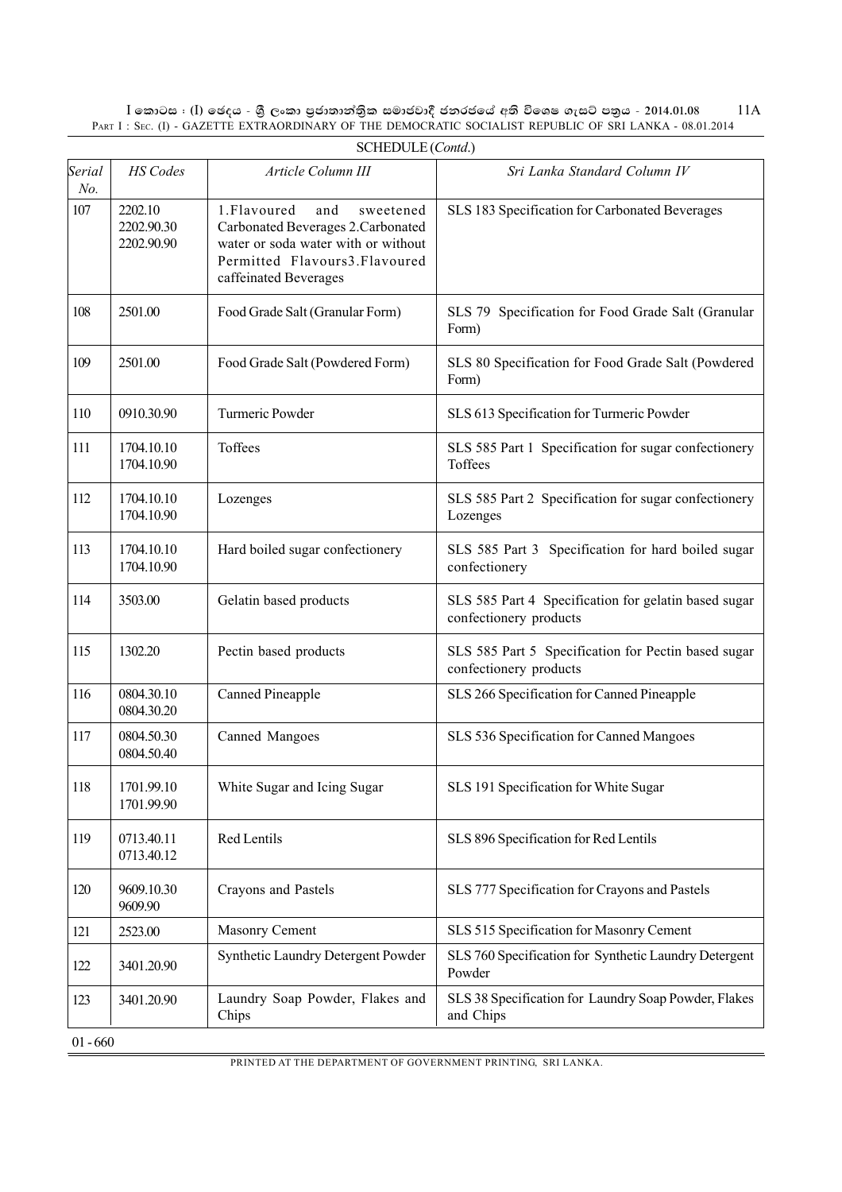SCHEDULE (*Contd.*)

| *Serial No.* | *HS Codes* | *Article Column III* | *Sri Lanka Standard Column IV* |
|---|---|---|---|
| 107 | 2202.10 2202.90.30 2202.90.90 | 1.Flavoured and sweetened Carbonated Beverages 2.Carbonated water or soda water with or without Permitted Flavours3.Flavoured caffeinated Beverages | SLS 183 Specification for Carbonated Beverages |
| 108 | 2501.00 | Food Grade Salt (Granular Form) | SLS 79 Specification for Food Grade Salt (Granular Form) |
| 109 | 2501.00 | Food Grade Salt (Powdered Form) | SLS 80 Specification for Food Grade Salt (Powdered Form) |
| 110 | 0910.30.90 | Turmeric Powder | SLS 613 Specification for Turmeric Powder |
| 111 | 1704.10.10 1704.10.90 | Toffees | SLS 585 Part 1 Specification for sugar confectionery Toffees |
| 112 | 1704.10.10 1704.10.90 | Lozenges | SLS 585 Part 2 Specification for sugar confectionery Lozenges |
| 113 | 1704.10.10 1704.10.90 | Hard boiled sugar confectionery | SLS 585 Part 3 Specification for hard boiled sugar confectionery |
| 114 | 3503.00 | Gelatin based products | SLS 585 Part 4 Specification for gelatin based sugar confectionery products |
| 115 | 1302.20 | Pectin based products | SLS 585 Part 5 Specification for Pectin based sugar confectionery products |
| 116 | 0804.30.10 0804.30.20 | Canned Pineapple | SLS 266 Specification for Canned Pineapple |
| 117 | 0804.50.30 0804.50.40 | Canned Mangoes | SLS 536 Specification for Canned Mangoes |
| 118 | 1701.99.10 1701.99.90 | White Sugar and Icing Sugar | SLS 191 Specification for White Sugar |
| 119 | 0713.40.11 0713.40.12 | Red Lentils | SLS 896 Specification for Red Lentils |
| 120 | 9609.10.30 9609.90 | Crayons and Pastels | SLS 777 Specification for Crayons and Pastels |
| 121 | 2523.00 | Masonry Cement | SLS 515 Specification for Masonry Cement |
| 122 | 3401.20.90 | Synthetic Laundry Detergent Powder | SLS 760 Specification for Synthetic Laundry Detergent Powder |
| 123 | 3401.20.90 | Laundry Soap Powder, Flakes and Chips | SLS 38 Specification for Laundry Soap Powder, Flakes and Chips |

01 - 660

PRINTED AT THE DEPARTMENT OF GOVERNMENT PRINTING, SRI LANKA.